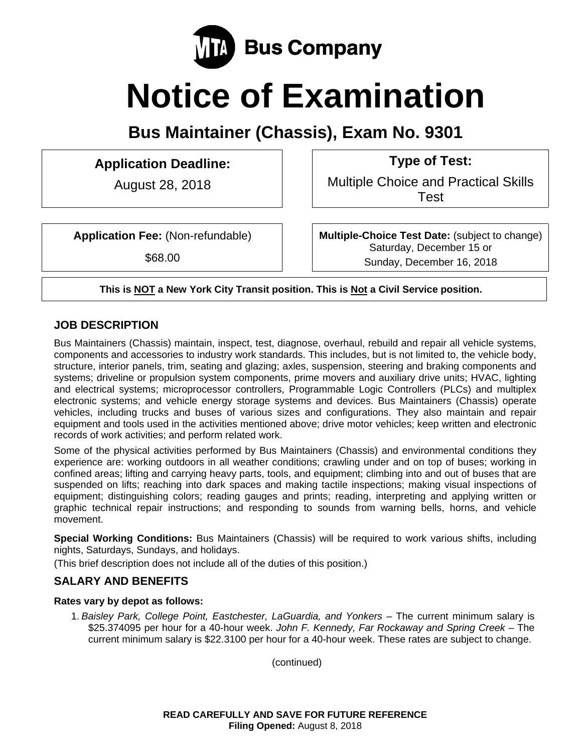MTA Bus Company

# Notice of Examination

## Bus Maintainer (Chassis), Exam No. 9301

**Application Deadline:**

August 28, 2018

**Type of Test:**

Multiple Choice and Practical Skills Test

**Application Fee:** (Non-refundable)

$68.00

**Multiple-Choice Test Date:** (subject to change)
Saturday, December 15 or
Sunday, December 16, 2018

**This is NOT a New York City Transit position. This is Not a Civil Service position.**

### JOB DESCRIPTION

Bus Maintainers (Chassis) maintain, inspect, test, diagnose, overhaul, rebuild and repair all vehicle systems, components and accessories to industry work standards. This includes, but is not limited to, the vehicle body, structure, interior panels, trim, seating and glazing; axles, suspension, steering and braking components and systems; driveline or propulsion system components, prime movers and auxiliary drive units; HVAC, lighting and electrical systems; microprocessor controllers, Programmable Logic Controllers (PLCs) and multiplex electronic systems; and vehicle energy storage systems and devices. Bus Maintainers (Chassis) operate vehicles, including trucks and buses of various sizes and configurations. They also maintain and repair equipment and tools used in the activities mentioned above; drive motor vehicles; keep written and electronic records of work activities; and perform related work.

Some of the physical activities performed by Bus Maintainers (Chassis) and environmental conditions they experience are: working outdoors in all weather conditions; crawling under and on top of buses; working in confined areas; lifting and carrying heavy parts, tools, and equipment; climbing into and out of buses that are suspended on lifts; reaching into dark spaces and making tactile inspections; making visual inspections of equipment; distinguishing colors; reading gauges and prints; reading, interpreting and applying written or graphic technical repair instructions; and responding to sounds from warning bells, horns, and vehicle movement.

**Special Working Conditions:** Bus Maintainers (Chassis) will be required to work various shifts, including nights, Saturdays, Sundays, and holidays.

(This brief description does not include all of the duties of this position.)

### SALARY AND BENEFITS

**Rates vary by depot as follows:**

1. *Baisley Park, College Point, Eastchester, LaGuardia, and Yonkers* – The current minimum salary is $25.374095 per hour for a 40-hour week. *John F. Kennedy, Far Rockaway and Spring Creek* – The current minimum salary is $22.3100 per hour for a 40-hour week. These rates are subject to change.

(continued)

**READ CAREFULLY AND SAVE FOR FUTURE REFERENCE**
**Filing Opened:** August 8, 2018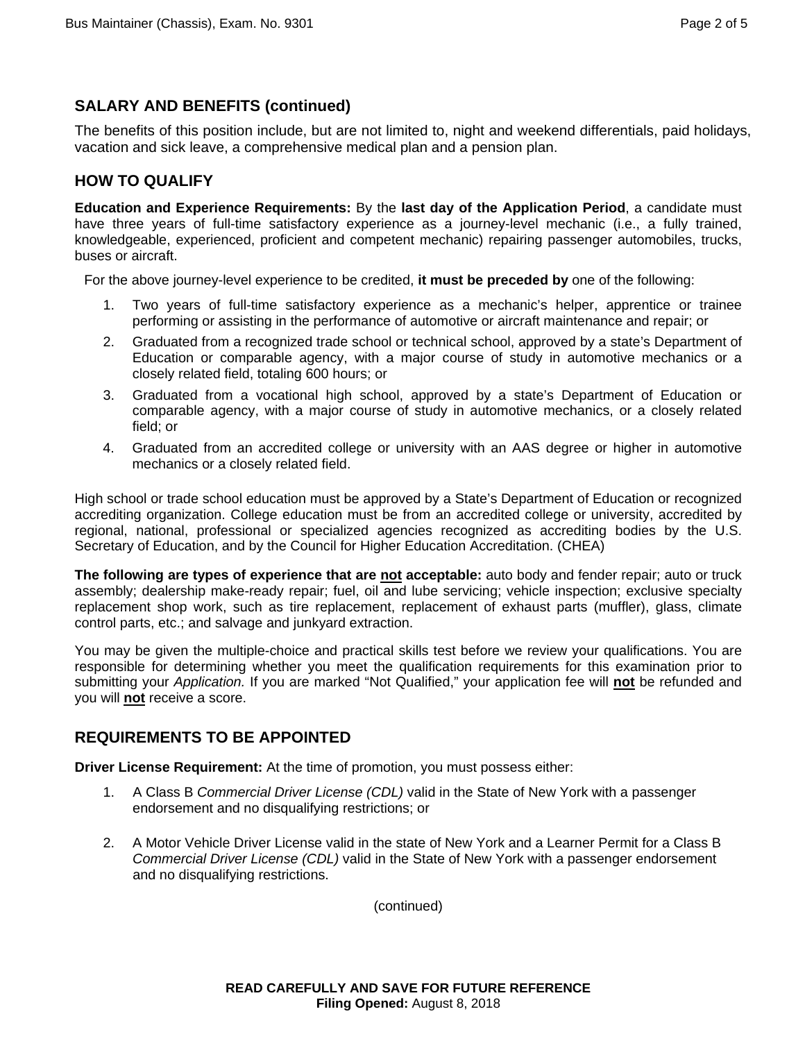## SALARY AND BENEFITS (continued)

The benefits of this position include, but are not limited to, night and weekend differentials, paid holidays, vacation and sick leave, a comprehensive medical plan and a pension plan.

## HOW TO QUALIFY

**Education and Experience Requirements:** By the **last day of the Application Period**, a candidate must have three years of full-time satisfactory experience as a journey-level mechanic (i.e., a fully trained, knowledgeable, experienced, proficient and competent mechanic) repairing passenger automobiles, trucks, buses or aircraft.

For the above journey-level experience to be credited, **it must be preceded by** one of the following:

1. Two years of full-time satisfactory experience as a mechanic's helper, apprentice or trainee performing or assisting in the performance of automotive or aircraft maintenance and repair; or
2. Graduated from a recognized trade school or technical school, approved by a state's Department of Education or comparable agency, with a major course of study in automotive mechanics or a closely related field, totaling 600 hours; or
3. Graduated from a vocational high school, approved by a state's Department of Education or comparable agency, with a major course of study in automotive mechanics, or a closely related field; or
4. Graduated from an accredited college or university with an AAS degree or higher in automotive mechanics or a closely related field.

High school or trade school education must be approved by a State's Department of Education or recognized accrediting organization. College education must be from an accredited college or university, accredited by regional, national, professional or specialized agencies recognized as accrediting bodies by the U.S. Secretary of Education, and by the Council for Higher Education Accreditation. (CHEA)

**The following are types of experience that are <u>not</u> acceptable:** auto body and fender repair; auto or truck assembly; dealership make-ready repair; fuel, oil and lube servicing; vehicle inspection; exclusive specialty replacement shop work, such as tire replacement, replacement of exhaust parts (muffler), glass, climate control parts, etc.; and salvage and junkyard extraction.

You may be given the multiple-choice and practical skills test before we review your qualifications. You are responsible for determining whether you meet the qualification requirements for this examination prior to submitting your *Application.* If you are marked "Not Qualified," your application fee will **<u>not</u>** be refunded and you will **<u>not</u>** receive a score.

## REQUIREMENTS TO BE APPOINTED

**Driver License Requirement:** At the time of promotion, you must possess either:

1. A Class B *Commercial Driver License (CDL)* valid in the State of New York with a passenger endorsement and no disqualifying restrictions; or
2. A Motor Vehicle Driver License valid in the state of New York and a Learner Permit for a Class B *Commercial Driver License (CDL)* valid in the State of New York with a passenger endorsement and no disqualifying restrictions.

(continued)

**READ CAREFULLY AND SAVE FOR FUTURE REFERENCE**
**Filing Opened:** August 8, 2018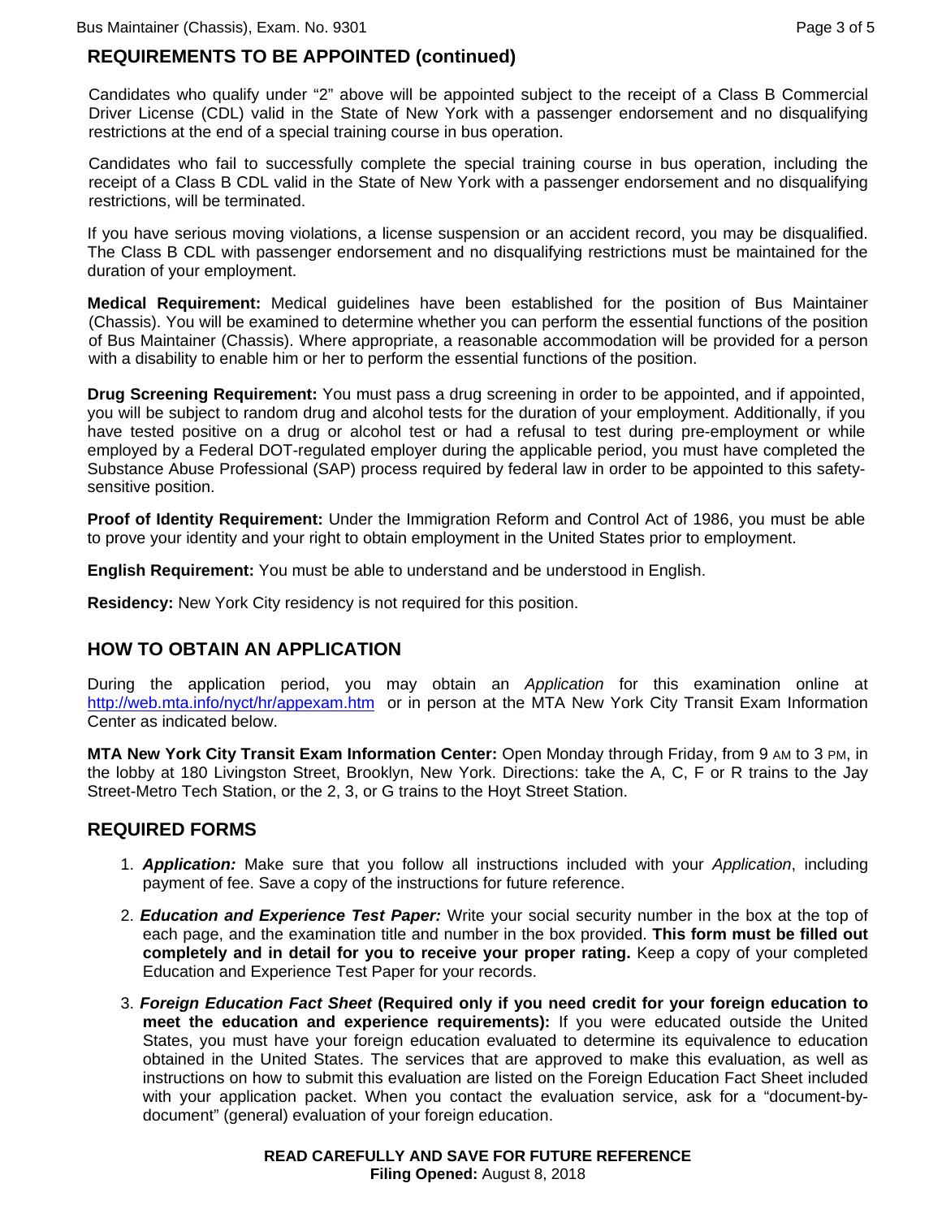## REQUIREMENTS TO BE APPOINTED (continued)

Candidates who qualify under "2" above will be appointed subject to the receipt of a Class B Commercial Driver License (CDL) valid in the State of New York with a passenger endorsement and no disqualifying restrictions at the end of a special training course in bus operation.

Candidates who fail to successfully complete the special training course in bus operation, including the receipt of a Class B CDL valid in the State of New York with a passenger endorsement and no disqualifying restrictions, will be terminated.

If you have serious moving violations, a license suspension or an accident record, you may be disqualified. The Class B CDL with passenger endorsement and no disqualifying restrictions must be maintained for the duration of your employment.

**Medical Requirement:** Medical guidelines have been established for the position of Bus Maintainer (Chassis). You will be examined to determine whether you can perform the essential functions of the position of Bus Maintainer (Chassis). Where appropriate, a reasonable accommodation will be provided for a person with a disability to enable him or her to perform the essential functions of the position.

**Drug Screening Requirement:** You must pass a drug screening in order to be appointed, and if appointed, you will be subject to random drug and alcohol tests for the duration of your employment. Additionally, if you have tested positive on a drug or alcohol test or had a refusal to test during pre-employment or while employed by a Federal DOT-regulated employer during the applicable period, you must have completed the Substance Abuse Professional (SAP) process required by federal law in order to be appointed to this safety-sensitive position.

**Proof of Identity Requirement:** Under the Immigration Reform and Control Act of 1986, you must be able to prove your identity and your right to obtain employment in the United States prior to employment.

**English Requirement:** You must be able to understand and be understood in English.

**Residency:** New York City residency is not required for this position.

## HOW TO OBTAIN AN APPLICATION

During the application period, you may obtain an *Application* for this examination online at http://web.mta.info/nyct/hr/appexam.htm or in person at the MTA New York City Transit Exam Information Center as indicated below.

**MTA New York City Transit Exam Information Center:** Open Monday through Friday, from 9 AM to 3 PM, in the lobby at 180 Livingston Street, Brooklyn, New York. Directions: take the A, C, F or R trains to the Jay Street-Metro Tech Station, or the 2, 3, or G trains to the Hoyt Street Station.

## REQUIRED FORMS

1. ***Application:*** Make sure that you follow all instructions included with your *Application*, including payment of fee. Save a copy of the instructions for future reference.
2. ***Education and Experience Test Paper:*** Write your social security number in the box at the top of each page, and the examination title and number in the box provided. **This form must be filled out completely and in detail for you to receive your proper rating.** Keep a copy of your completed Education and Experience Test Paper for your records.
3. ***Foreign Education Fact Sheet* (Required only if you need credit for your foreign education to meet the education and experience requirements):** If you were educated outside the United States, you must have your foreign education evaluated to determine its equivalence to education obtained in the United States. The services that are approved to make this evaluation, as well as instructions on how to submit this evaluation are listed on the Foreign Education Fact Sheet included with your application packet. When you contact the evaluation service, ask for a "document-by-document" (general) evaluation of your foreign education.

**READ CAREFULLY AND SAVE FOR FUTURE REFERENCE**
**Filing Opened:** August 8, 2018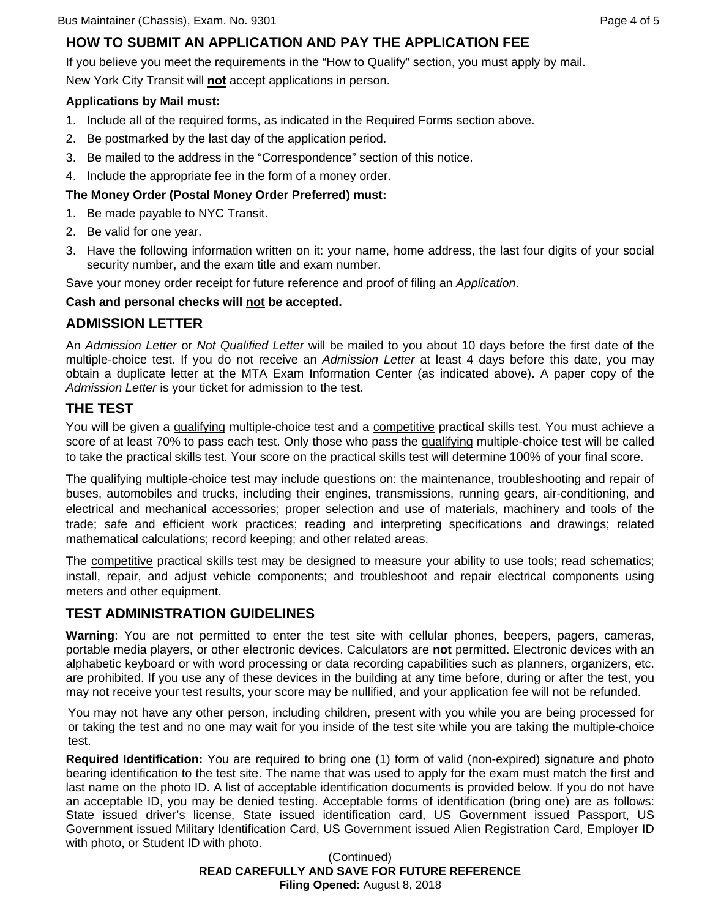## HOW TO SUBMIT AN APPLICATION AND PAY THE APPLICATION FEE

If you believe you meet the requirements in the "How to Qualify" section, you must apply by mail.

New York City Transit will **not** accept applications in person.

**Applications by Mail must:**

1. Include all of the required forms, as indicated in the Required Forms section above.
2. Be postmarked by the last day of the application period.
3. Be mailed to the address in the "Correspondence" section of this notice.
4. Include the appropriate fee in the form of a money order.

**The Money Order (Postal Money Order Preferred) must:**

1. Be made payable to NYC Transit.
2. Be valid for one year.
3. Have the following information written on it: your name, home address, the last four digits of your social security number, and the exam title and exam number.

Save your money order receipt for future reference and proof of filing an *Application*.

**Cash and personal checks will not be accepted.**

## ADMISSION LETTER

An *Admission Letter* or *Not Qualified Letter* will be mailed to you about 10 days before the first date of the multiple-choice test. If you do not receive an *Admission Letter* at least 4 days before this date, you may obtain a duplicate letter at the MTA Exam Information Center (as indicated above). A paper copy of the *Admission Letter* is your ticket for admission to the test.

## THE TEST

You will be given a qualifying multiple-choice test and a competitive practical skills test. You must achieve a score of at least 70% to pass each test. Only those who pass the qualifying multiple-choice test will be called to take the practical skills test. Your score on the practical skills test will determine 100% of your final score.

The qualifying multiple-choice test may include questions on: the maintenance, troubleshooting and repair of buses, automobiles and trucks, including their engines, transmissions, running gears, air-conditioning, and electrical and mechanical accessories; proper selection and use of materials, machinery and tools of the trade; safe and efficient work practices; reading and interpreting specifications and drawings; related mathematical calculations; record keeping; and other related areas.

The competitive practical skills test may be designed to measure your ability to use tools; read schematics; install, repair, and adjust vehicle components; and troubleshoot and repair electrical components using meters and other equipment.

## TEST ADMINISTRATION GUIDELINES

**Warning**: You are not permitted to enter the test site with cellular phones, beepers, pagers, cameras, portable media players, or other electronic devices. Calculators are **not** permitted. Electronic devices with an alphabetic keyboard or with word processing or data recording capabilities such as planners, organizers, etc. are prohibited. If you use any of these devices in the building at any time before, during or after the test, you may not receive your test results, your score may be nullified, and your application fee will not be refunded.

You may not have any other person, including children, present with you while you are being processed for or taking the test and no one may wait for you inside of the test site while you are taking the multiple-choice test.

**Required Identification:** You are required to bring one (1) form of valid (non-expired) signature and photo bearing identification to the test site. The name that was used to apply for the exam must match the first and last name on the photo ID. A list of acceptable identification documents is provided below. If you do not have an acceptable ID, you may be denied testing. Acceptable forms of identification (bring one) are as follows: State issued driver's license, State issued identification card, US Government issued Passport, US Government issued Military Identification Card, US Government issued Alien Registration Card, Employer ID with photo, or Student ID with photo.

(Continued)

**READ CAREFULLY AND SAVE FOR FUTURE REFERENCE**

**Filing Opened:** August 8, 2018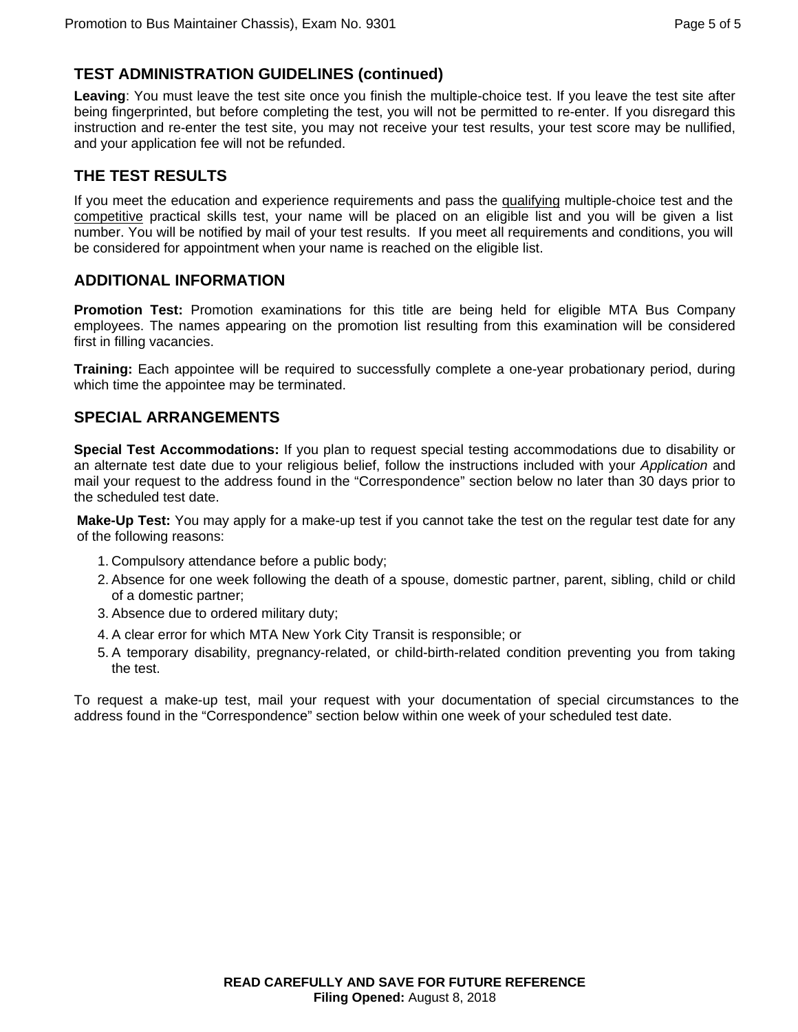## TEST ADMINISTRATION GUIDELINES (continued)

**Leaving**: You must leave the test site once you finish the multiple-choice test. If you leave the test site after being fingerprinted, but before completing the test, you will not be permitted to re-enter. If you disregard this instruction and re-enter the test site, you may not receive your test results, your test score may be nullified, and your application fee will not be refunded.

## THE TEST RESULTS

If you meet the education and experience requirements and pass the qualifying multiple-choice test and the competitive practical skills test, your name will be placed on an eligible list and you will be given a list number. You will be notified by mail of your test results. If you meet all requirements and conditions, you will be considered for appointment when your name is reached on the eligible list.

## ADDITIONAL INFORMATION

**Promotion Test:** Promotion examinations for this title are being held for eligible MTA Bus Company employees. The names appearing on the promotion list resulting from this examination will be considered first in filling vacancies.

**Training:** Each appointee will be required to successfully complete a one-year probationary period, during which time the appointee may be terminated.

## SPECIAL ARRANGEMENTS

**Special Test Accommodations:** If you plan to request special testing accommodations due to disability or an alternate test date due to your religious belief, follow the instructions included with your *Application* and mail your request to the address found in the "Correspondence" section below no later than 30 days prior to the scheduled test date.

**Make-Up Test:** You may apply for a make-up test if you cannot take the test on the regular test date for any of the following reasons:

1. Compulsory attendance before a public body;
2. Absence for one week following the death of a spouse, domestic partner, parent, sibling, child or child of a domestic partner;
3. Absence due to ordered military duty;
4. A clear error for which MTA New York City Transit is responsible; or
5. A temporary disability, pregnancy-related, or child-birth-related condition preventing you from taking the test.

To request a make-up test, mail your request with your documentation of special circumstances to the address found in the "Correspondence" section below within one week of your scheduled test date.

**READ CAREFULLY AND SAVE FOR FUTURE REFERENCE**
**Filing Opened:** August 8, 2018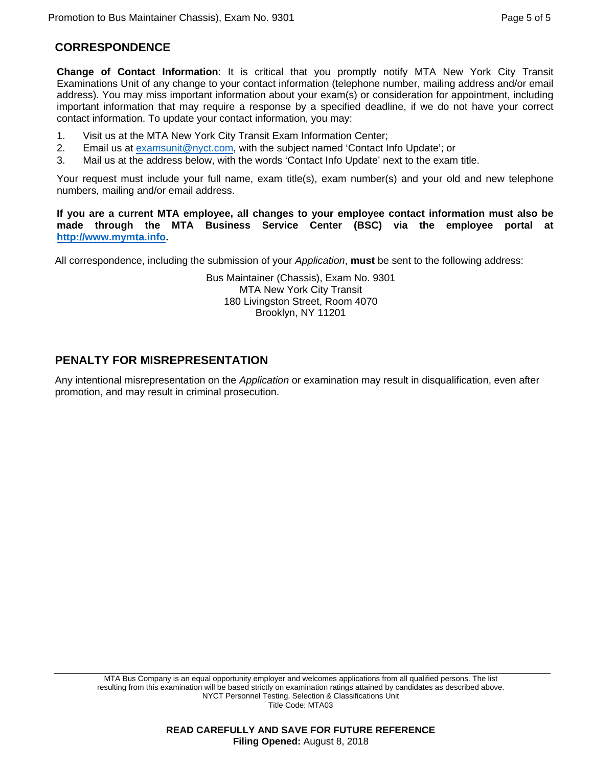## CORRESPONDENCE

**Change of Contact Information**: It is critical that you promptly notify MTA New York City Transit Examinations Unit of any change to your contact information (telephone number, mailing address and/or email address). You may miss important information about your exam(s) or consideration for appointment, including important information that may require a response by a specified deadline, if we do not have your correct contact information. To update your contact information, you may:

1. Visit us at the MTA New York City Transit Exam Information Center;
2. Email us at examsunit@nyct.com, with the subject named 'Contact Info Update'; or
3. Mail us at the address below, with the words 'Contact Info Update' next to the exam title.

Your request must include your full name, exam title(s), exam number(s) and your old and new telephone numbers, mailing and/or email address.

**If you are a current MTA employee, all changes to your employee contact information must also be made through the MTA Business Service Center (BSC) via the employee portal at http://www.mymta.info.**

All correspondence, including the submission of your *Application*, **must** be sent to the following address:

Bus Maintainer (Chassis), Exam No. 9301
MTA New York City Transit
180 Livingston Street, Room 4070
Brooklyn, NY 11201

## PENALTY FOR MISREPRESENTATION

Any intentional misrepresentation on the *Application* or examination may result in disqualification, even after promotion, and may result in criminal prosecution.

MTA Bus Company is an equal opportunity employer and welcomes applications from all qualified persons. The list resulting from this examination will be based strictly on examination ratings attained by candidates as described above.
NYCT Personnel Testing, Selection & Classifications Unit
Title Code: MTA03

**READ CAREFULLY AND SAVE FOR FUTURE REFERENCE**
**Filing Opened:** August 8, 2018